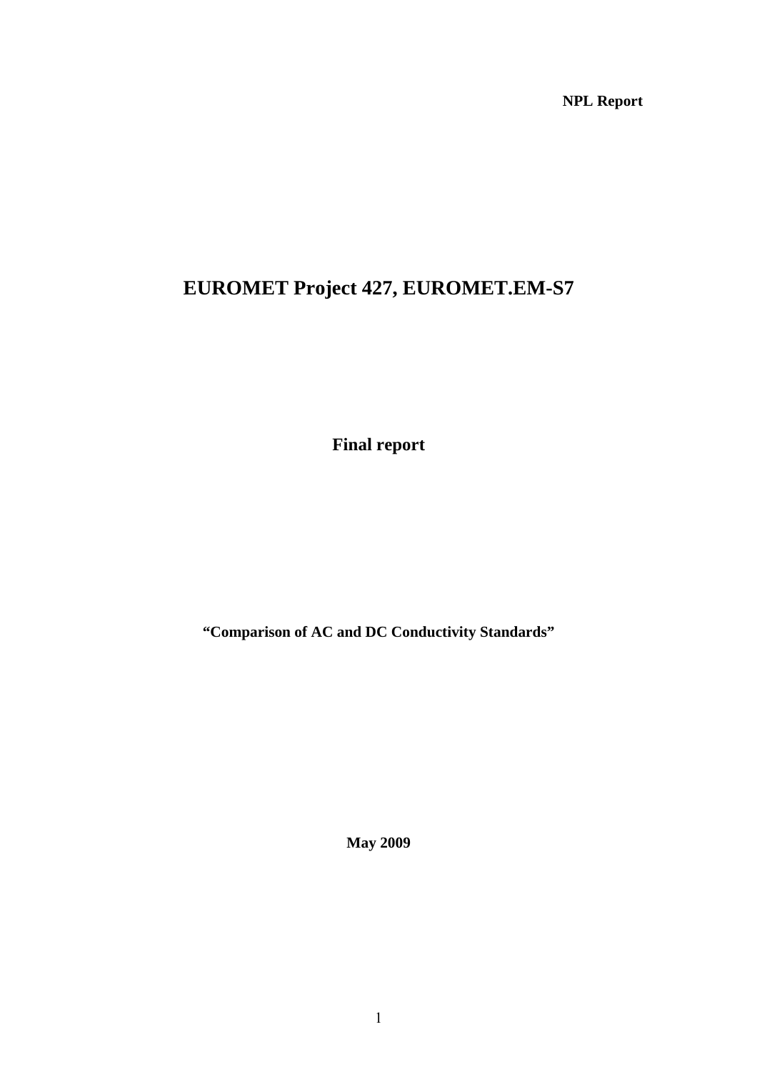**NPL Report**

# EUROMET Project 427, EUROMET.EM-S7

## Final report

**“Comparison of AC and DC Conductivity Standards”**

**May 2009**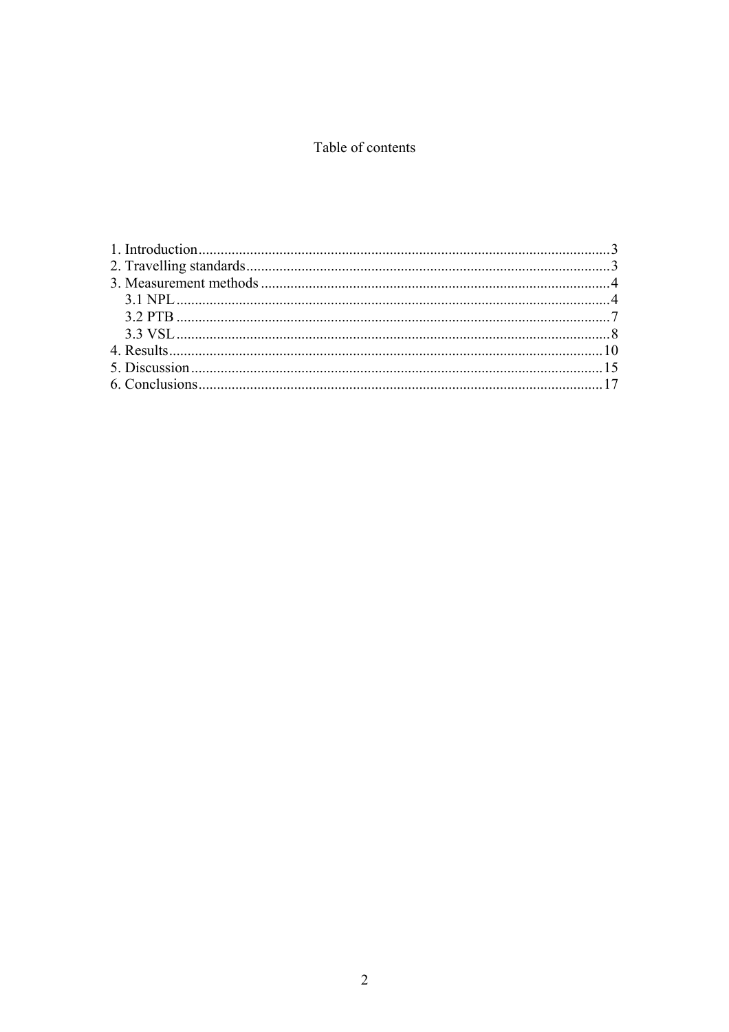# Table of contents

1. Introduction...3
2. Travelling standards...3
3. Measurement methods...4
   - 3.1 NPL...4
   - 3.2 PTB...7
   - 3.3 VSL...8
4. Results...10
5. Discussion...15
6. Conclusions...17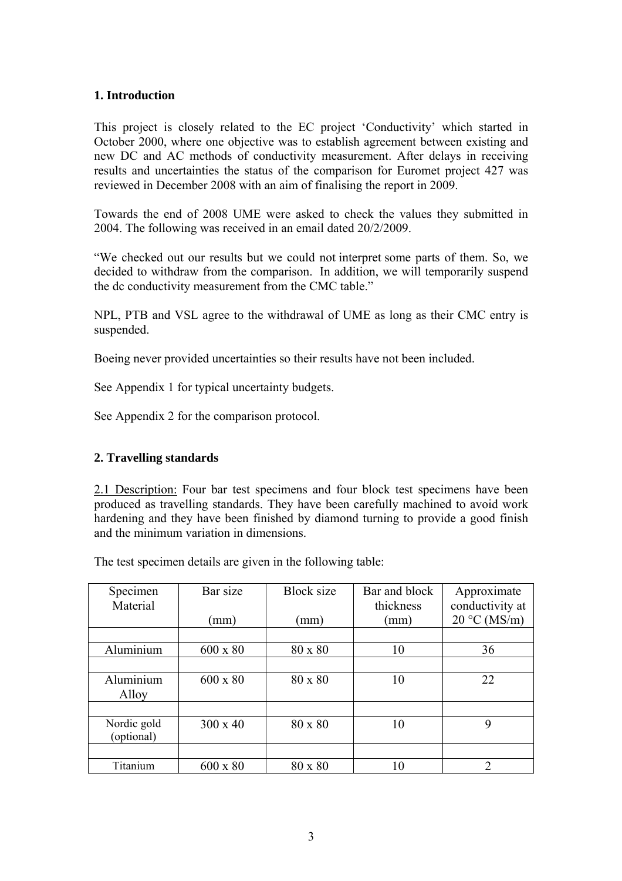## 1. Introduction

This project is closely related to the EC project 'Conductivity' which started in October 2000, where one objective was to establish agreement between existing and new DC and AC methods of conductivity measurement. After delays in receiving results and uncertainties the status of the comparison for Euromet project 427 was reviewed in December 2008 with an aim of finalising the report in 2009.

Towards the end of 2008 UME were asked to check the values they submitted in 2004. The following was received in an email dated 20/2/2009.

"We checked out our results but we could not interpret some parts of them. So, we decided to withdraw from the comparison. In addition, we will temporarily suspend the dc conductivity measurement from the CMC table."

NPL, PTB and VSL agree to the withdrawal of UME as long as their CMC entry is suspended.

Boeing never provided uncertainties so their results have not been included.

See Appendix 1 for typical uncertainty budgets.

See Appendix 2 for the comparison protocol.

## 2. Travelling standards

2.1 Description: Four bar test specimens and four block test specimens have been produced as travelling standards. They have been carefully machined to avoid work hardening and they have been finished by diamond turning to provide a good finish and the minimum variation in dimensions.

The test specimen details are given in the following table:

| Specimen Material | Bar size (mm) | Block size (mm) | Bar and block thickness (mm) | Approximate conductivity at 20 °C (MS/m) |
|---|---|---|---|---|
| | | | | |
| Aluminium | 600 x 80 | 80 x 80 | 10 | 36 |
| | | | | |
| Aluminium Alloy | 600 x 80 | 80 x 80 | 10 | 22 |
| | | | | |
| Nordic gold (optional) | 300 x 40 | 80 x 80 | 10 | 9 |
| | | | | |
| Titanium | 600 x 80 | 80 x 80 | 10 | 2 |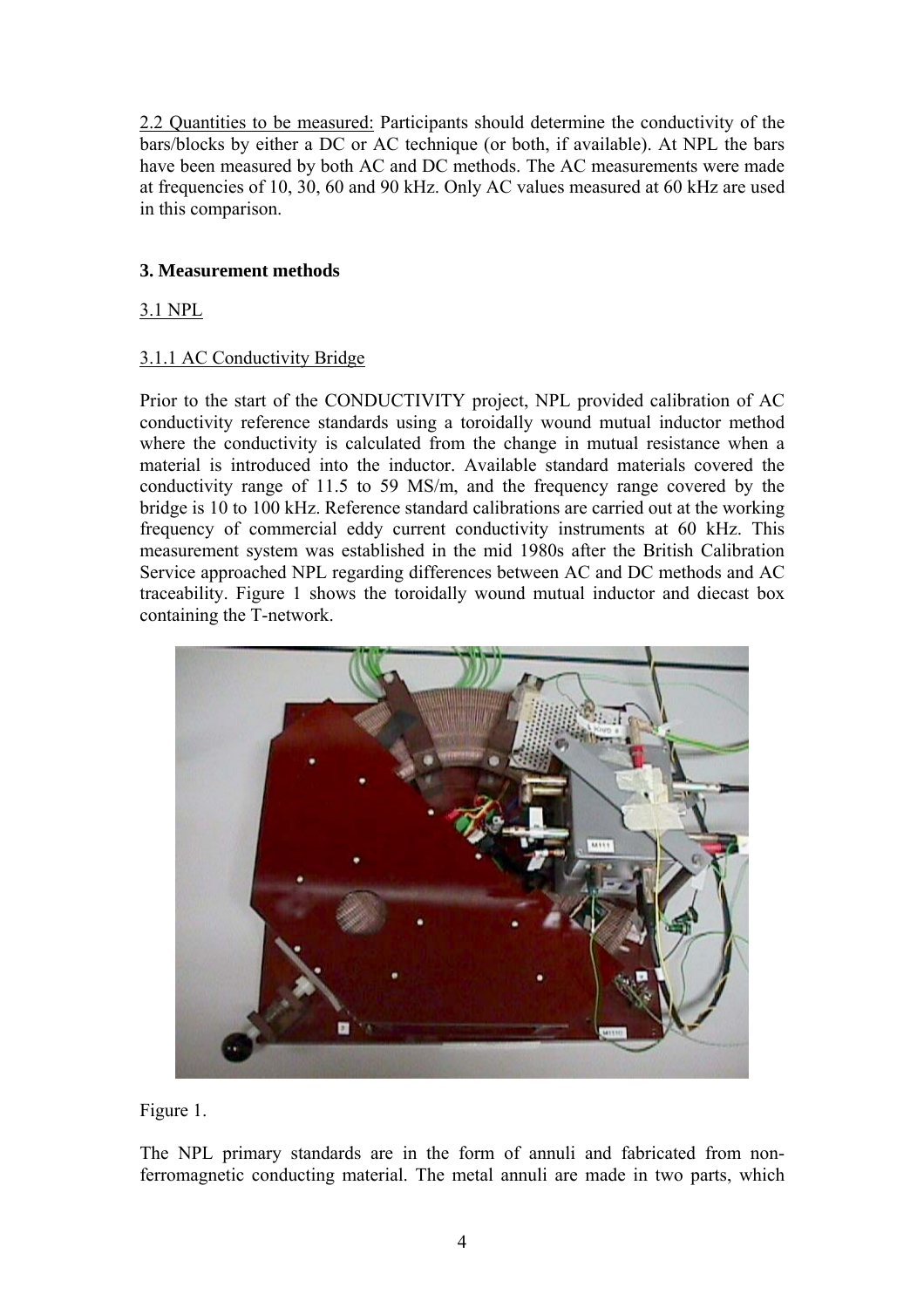2.2 Quantities to be measured: Participants should determine the conductivity of the bars/blocks by either a DC or AC technique (or both, if available). At NPL the bars have been measured by both AC and DC methods. The AC measurements were made at frequencies of 10, 30, 60 and 90 kHz. Only AC values measured at 60 kHz are used in this comparison.

## 3. Measurement methods

### 3.1 NPL

#### 3.1.1 AC Conductivity Bridge

Prior to the start of the CONDUCTIVITY project, NPL provided calibration of AC conductivity reference standards using a toroidally wound mutual inductor method where the conductivity is calculated from the change in mutual resistance when a material is introduced into the inductor. Available standard materials covered the conductivity range of 11.5 to 59 MS/m, and the frequency range covered by the bridge is 10 to 100 kHz. Reference standard calibrations are carried out at the working frequency of commercial eddy current conductivity instruments at 60 kHz. This measurement system was established in the mid 1980s after the British Calibration Service approached NPL regarding differences between AC and DC methods and AC traceability. Figure 1 shows the toroidally wound mutual inductor and diecast box containing the T-network.

Figure 1.

The NPL primary standards are in the form of annuli and fabricated from non-ferromagnetic conducting material. The metal annuli are made in two parts, which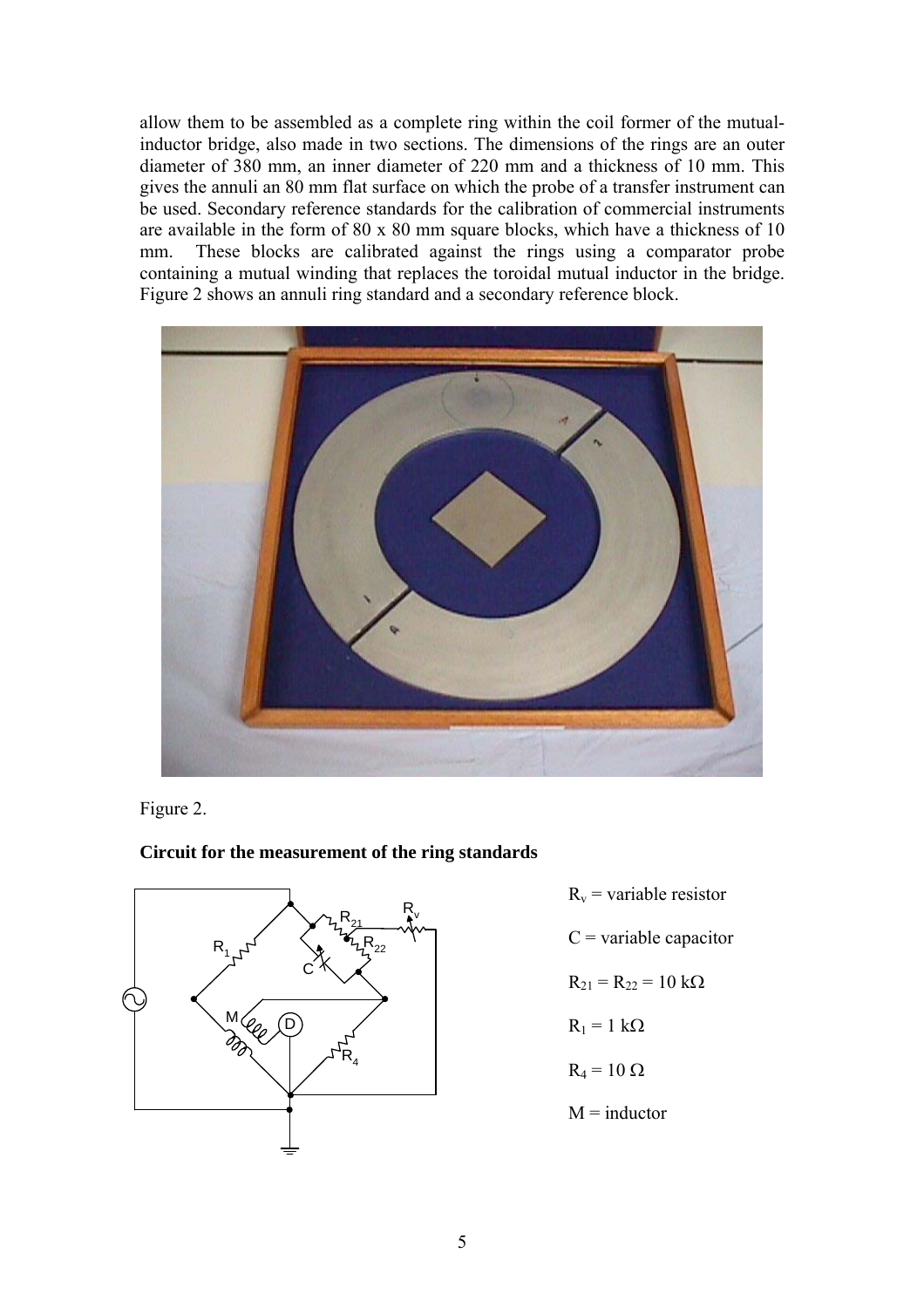allow them to be assembled as a complete ring within the coil former of the mutual-inductor bridge, also made in two sections. The dimensions of the rings are an outer diameter of 380 mm, an inner diameter of 220 mm and a thickness of 10 mm. This gives the annuli an 80 mm flat surface on which the probe of a transfer instrument can be used. Secondary reference standards for the calibration of commercial instruments are available in the form of 80 x 80 mm square blocks, which have a thickness of 10 mm. These blocks are calibrated against the rings using a comparator probe containing a mutual winding that replaces the toroidal mutual inductor in the bridge. Figure 2 shows an annuli ring standard and a secondary reference block.

Figure 2.

**Circuit for the measurement of the ring standards**

$R_v$ = variable resistor

C = variable capacitor

$R_{21} = R_{22} = 10\ \text{k}\Omega$

$R_1 = 1\ \text{k}\Omega$

$R_4 = 10\ \Omega$

M = inductor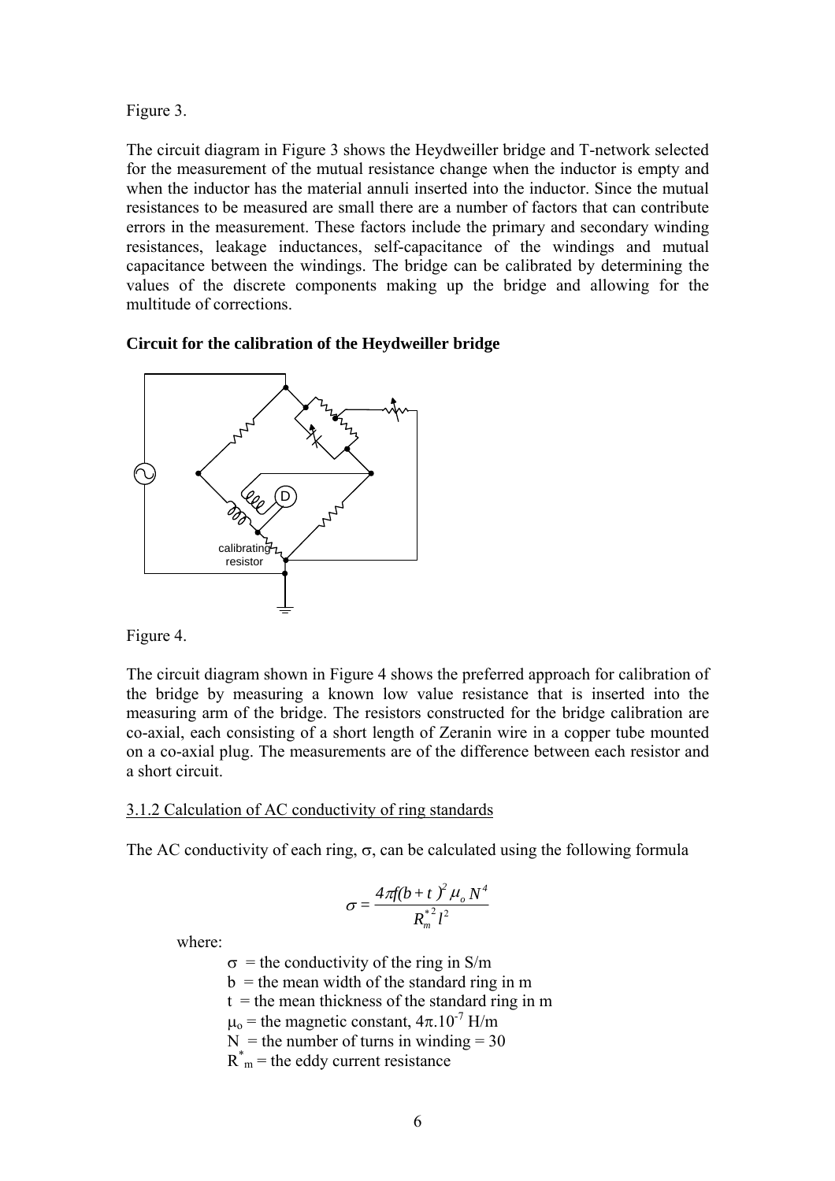Figure 3.

The circuit diagram in Figure 3 shows the Heydweiller bridge and T-network selected for the measurement of the mutual resistance change when the inductor is empty and when the inductor has the material annuli inserted into the inductor. Since the mutual resistances to be measured are small there are a number of factors that can contribute errors in the measurement. These factors include the primary and secondary winding resistances, leakage inductances, self-capacitance of the windings and mutual capacitance between the windings. The bridge can be calibrated by determining the values of the discrete components making up the bridge and allowing for the multitude of corrections.

**Circuit for the calibration of the Heydweiller bridge**

Figure 4.

The circuit diagram shown in Figure 4 shows the preferred approach for calibration of the bridge by measuring a known low value resistance that is inserted into the measuring arm of the bridge. The resistors constructed for the bridge calibration are co-axial, each consisting of a short length of Zeranin wire in a copper tube mounted on a co-axial plug. The measurements are of the difference between each resistor and a short circuit.

3.1.2 Calculation of AC conductivity of ring standards

The AC conductivity of each ring, σ, can be calculated using the following formula

$$\sigma = \frac{4\pi f(b+t)^2 \mu_o N^4}{R_m^{*2} l^2}$$

where:

- $\sigma$ = the conductivity of the ring in S/m
- $b$ = the mean width of the standard ring in m
- $t$ = the mean thickness of the standard ring in m
- $\mu_o$ = the magnetic constant, $4\pi.10^{-7}$ H/m
- $N$ = the number of turns in winding = 30
- $R^*_m$ = the eddy current resistance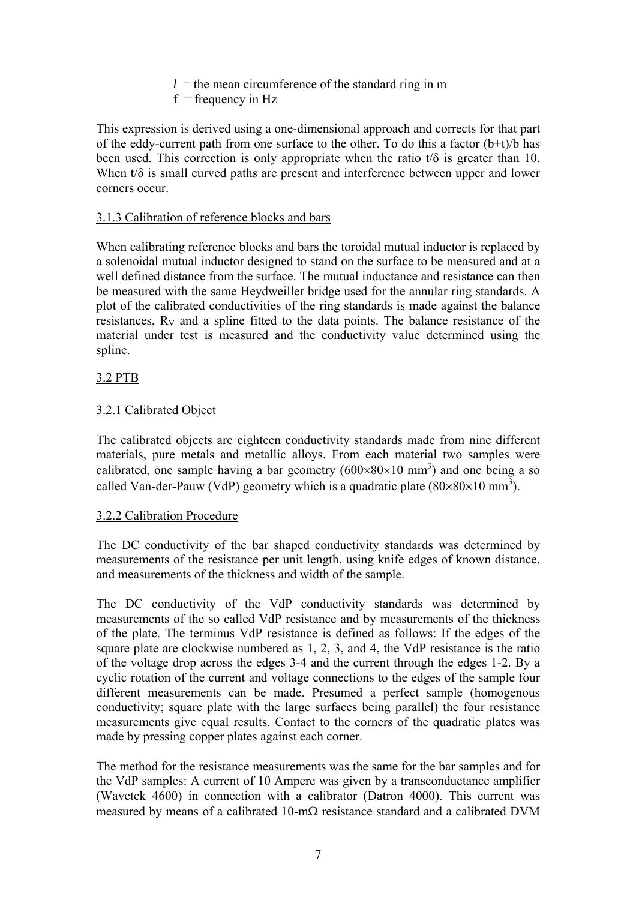$l$ = the mean circumference of the standard ring in m
f = frequency in Hz

This expression is derived using a one-dimensional approach and corrects for that part of the eddy-current path from one surface to the other. To do this a factor (b+t)/b has been used. This correction is only appropriate when the ratio t/δ is greater than 10. When t/δ is small curved paths are present and interference between upper and lower corners occur.

### 3.1.3 Calibration of reference blocks and bars

When calibrating reference blocks and bars the toroidal mutual inductor is replaced by a solenoidal mutual inductor designed to stand on the surface to be measured and at a well defined distance from the surface. The mutual inductance and resistance can then be measured with the same Heydweiller bridge used for the annular ring standards. A plot of the calibrated conductivities of the ring standards is made against the balance resistances, $R_V$ and a spline fitted to the data points. The balance resistance of the material under test is measured and the conductivity value determined using the spline.

## 3.2 PTB

### 3.2.1 Calibrated Object

The calibrated objects are eighteen conductivity standards made from nine different materials, pure metals and metallic alloys. From each material two samples were calibrated, one sample having a bar geometry ($600\times80\times10$ mm$^3$) and one being a so called Van-der-Pauw (VdP) geometry which is a quadratic plate ($80\times80\times10$ mm$^3$).

### 3.2.2 Calibration Procedure

The DC conductivity of the bar shaped conductivity standards was determined by measurements of the resistance per unit length, using knife edges of known distance, and measurements of the thickness and width of the sample.

The DC conductivity of the VdP conductivity standards was determined by measurements of the so called VdP resistance and by measurements of the thickness of the plate. The terminus VdP resistance is defined as follows: If the edges of the square plate are clockwise numbered as 1, 2, 3, and 4, the VdP resistance is the ratio of the voltage drop across the edges 3-4 and the current through the edges 1-2. By a cyclic rotation of the current and voltage connections to the edges of the sample four different measurements can be made. Presumed a perfect sample (homogenous conductivity; square plate with the large surfaces being parallel) the four resistance measurements give equal results. Contact to the corners of the quadratic plates was made by pressing copper plates against each corner.

The method for the resistance measurements was the same for the bar samples and for the VdP samples: A current of 10 Ampere was given by a transconductance amplifier (Wavetek 4600) in connection with a calibrator (Datron 4000). This current was measured by means of a calibrated 10-mΩ resistance standard and a calibrated DVM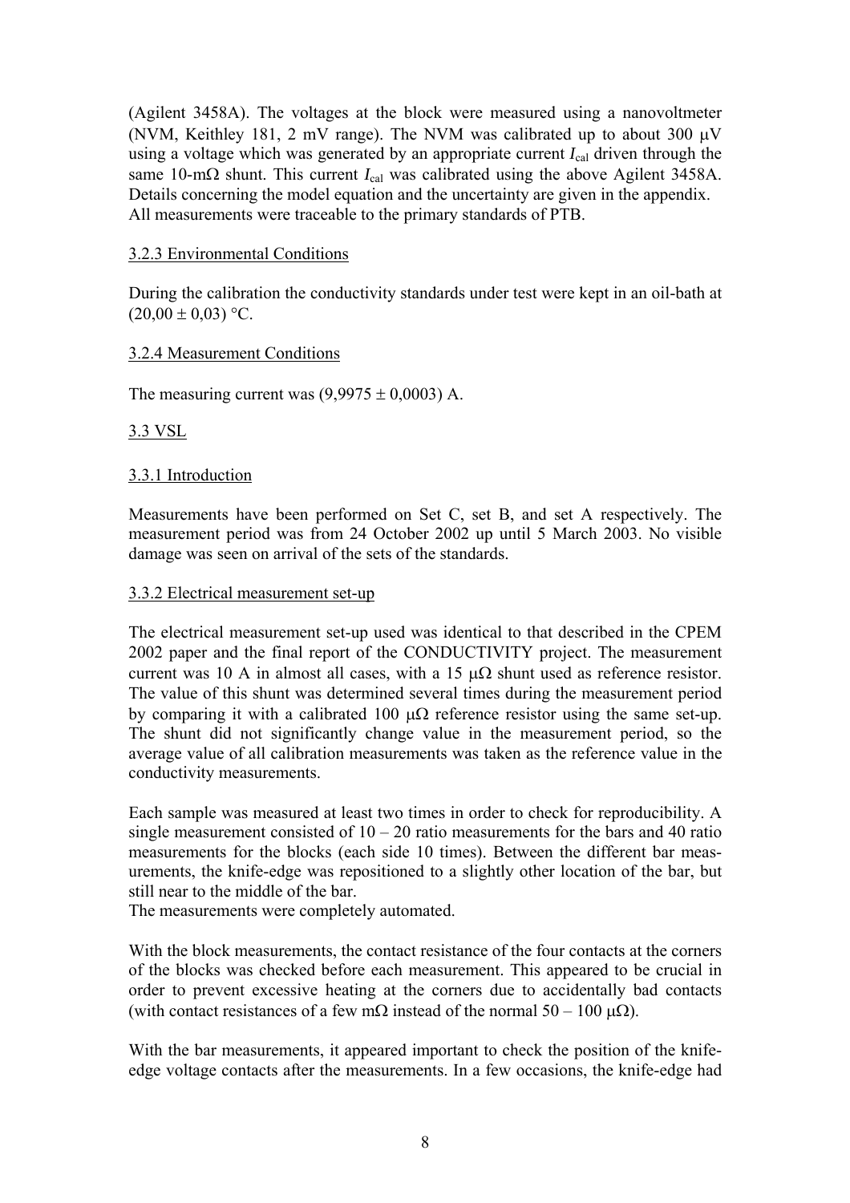(Agilent 3458A). The voltages at the block were measured using a nanovoltmeter (NVM, Keithley 181, 2 mV range). The NVM was calibrated up to about 300 μV using a voltage which was generated by an appropriate current $I_{cal}$ driven through the same 10-mΩ shunt. This current $I_{cal}$ was calibrated using the above Agilent 3458A. Details concerning the model equation and the uncertainty are given in the appendix. All measurements were traceable to the primary standards of PTB.

#### 3.2.3 Environmental Conditions

During the calibration the conductivity standards under test were kept in an oil-bath at (20,00 ± 0,03) °C.

#### 3.2.4 Measurement Conditions

The measuring current was (9,9975 ± 0,0003) A.

### 3.3 VSL

#### 3.3.1 Introduction

Measurements have been performed on Set C, set B, and set A respectively. The measurement period was from 24 October 2002 up until 5 March 2003. No visible damage was seen on arrival of the sets of the standards.

#### 3.3.2 Electrical measurement set-up

The electrical measurement set-up used was identical to that described in the CPEM 2002 paper and the final report of the CONDUCTIVITY project. The measurement current was 10 A in almost all cases, with a 15 μΩ shunt used as reference resistor. The value of this shunt was determined several times during the measurement period by comparing it with a calibrated 100 μΩ reference resistor using the same set-up. The shunt did not significantly change value in the measurement period, so the average value of all calibration measurements was taken as the reference value in the conductivity measurements.

Each sample was measured at least two times in order to check for reproducibility. A single measurement consisted of 10 – 20 ratio measurements for the bars and 40 ratio measurements for the blocks (each side 10 times). Between the different bar measurements, the knife-edge was repositioned to a slightly other location of the bar, but still near to the middle of the bar.
The measurements were completely automated.

With the block measurements, the contact resistance of the four contacts at the corners of the blocks was checked before each measurement. This appeared to be crucial in order to prevent excessive heating at the corners due to accidentally bad contacts (with contact resistances of a few mΩ instead of the normal 50 – 100 μΩ).

With the bar measurements, it appeared important to check the position of the knife-edge voltage contacts after the measurements. In a few occasions, the knife-edge had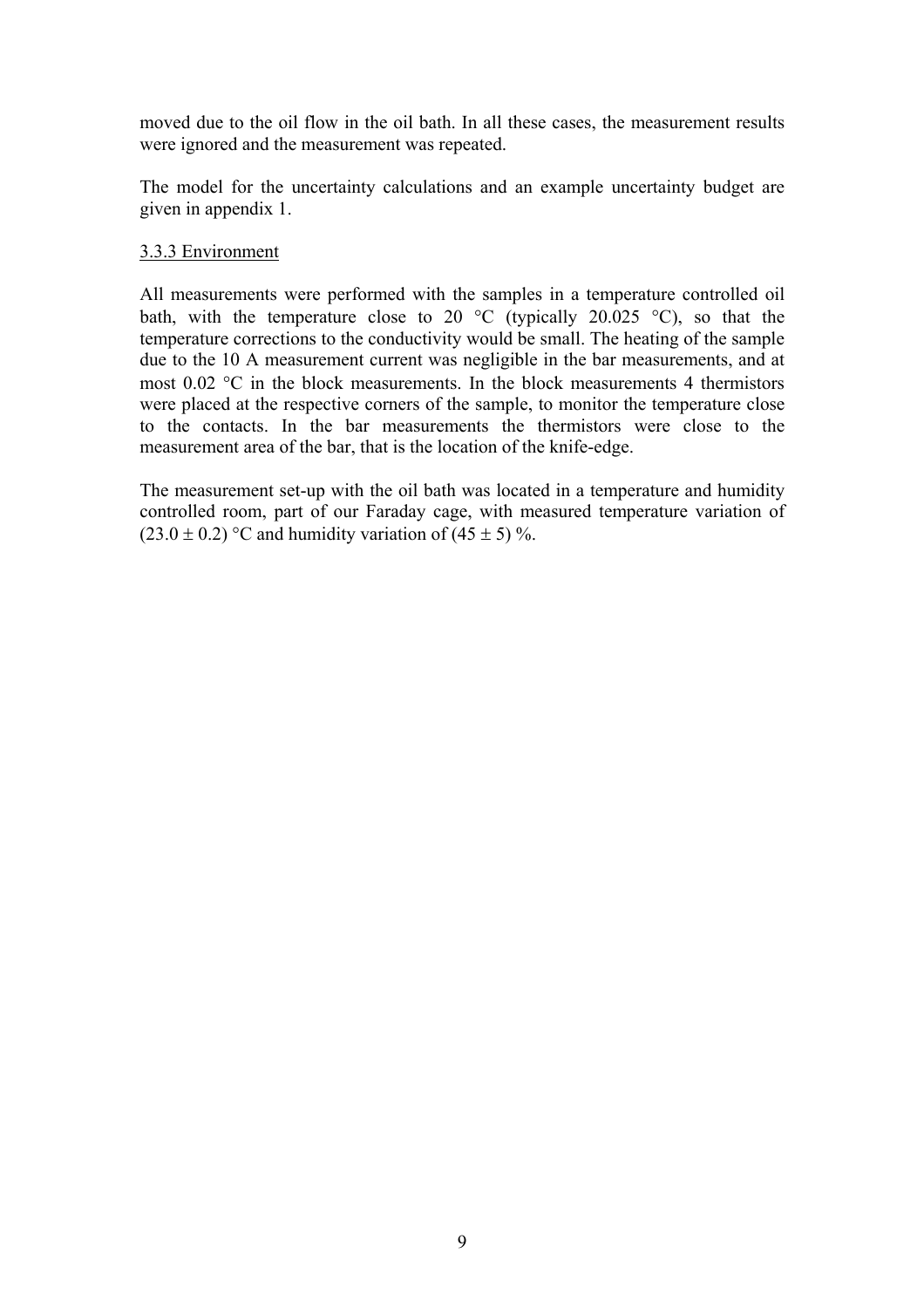moved due to the oil flow in the oil bath. In all these cases, the measurement results were ignored and the measurement was repeated.

The model for the uncertainty calculations and an example uncertainty budget are given in appendix 1.

### 3.3.3 Environment

All measurements were performed with the samples in a temperature controlled oil bath, with the temperature close to 20 °C (typically 20.025 °C), so that the temperature corrections to the conductivity would be small. The heating of the sample due to the 10 A measurement current was negligible in the bar measurements, and at most 0.02 °C in the block measurements. In the block measurements 4 thermistors were placed at the respective corners of the sample, to monitor the temperature close to the contacts. In the bar measurements the thermistors were close to the measurement area of the bar, that is the location of the knife-edge.

The measurement set-up with the oil bath was located in a temperature and humidity controlled room, part of our Faraday cage, with measured temperature variation of $(23.0 \pm 0.2)$ °C and humidity variation of $(45 \pm 5)$ %.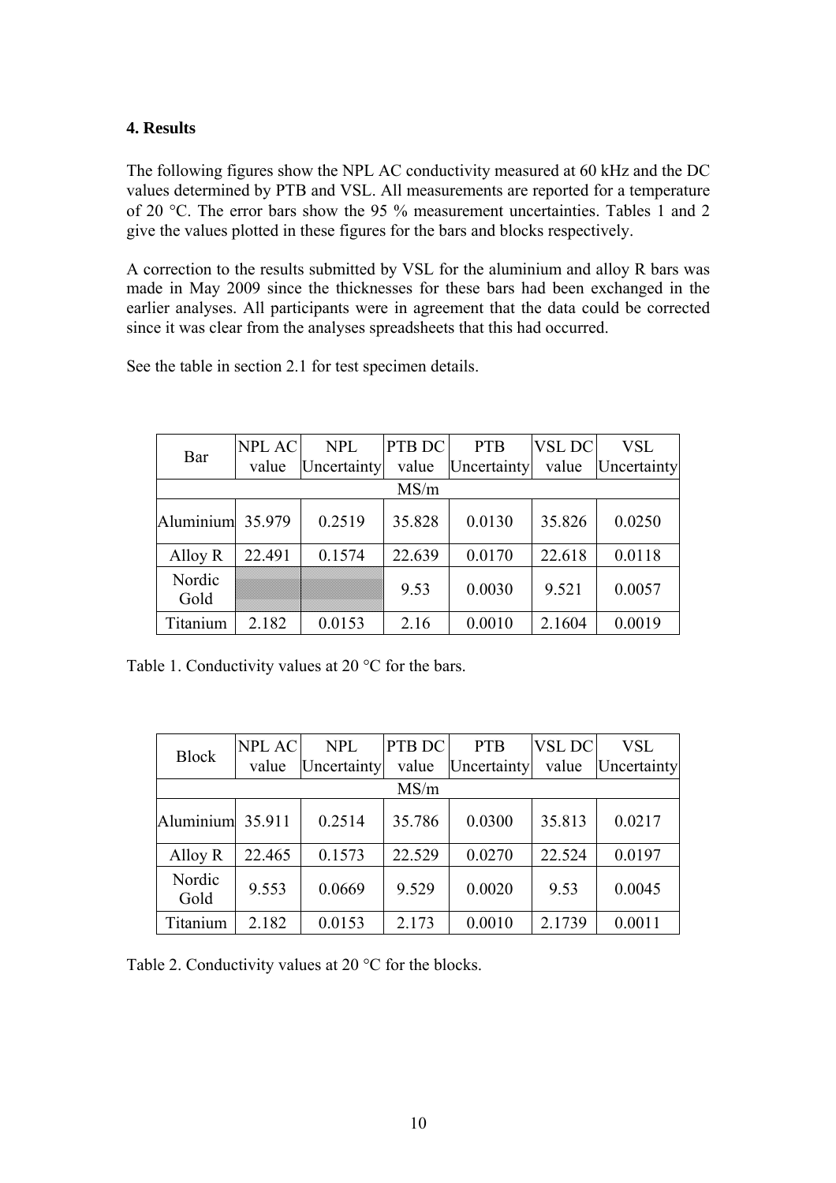## 4. Results

The following figures show the NPL AC conductivity measured at 60 kHz and the DC values determined by PTB and VSL. All measurements are reported for a temperature of 20 °C. The error bars show the 95 % measurement uncertainties. Tables 1 and 2 give the values plotted in these figures for the bars and blocks respectively.

A correction to the results submitted by VSL for the aluminium and alloy R bars was made in May 2009 since the thicknesses for these bars had been exchanged in the earlier analyses. All participants were in agreement that the data could be corrected since it was clear from the analyses spreadsheets that this had occurred.

See the table in section 2.1 for test specimen details.

| Bar | NPL AC value | NPL Uncertainty | PTB DC value | PTB Uncertainty | VSL DC value | VSL Uncertainty |
|---|---|---|---|---|---|---|
| MS/m | | | | | | |
| Aluminium | 35.979 | 0.2519 | 35.828 | 0.0130 | 35.826 | 0.0250 |
| Alloy R | 22.491 | 0.1574 | 22.639 | 0.0170 | 22.618 | 0.0118 |
| Nordic Gold | | | 9.53 | 0.0030 | 9.521 | 0.0057 |
| Titanium | 2.182 | 0.0153 | 2.16 | 0.0010 | 2.1604 | 0.0019 |

Table 1. Conductivity values at 20 °C for the bars.

| Block | NPL AC value | NPL Uncertainty | PTB DC value | PTB Uncertainty | VSL DC value | VSL Uncertainty |
|---|---|---|---|---|---|---|
| MS/m | | | | | | |
| Aluminium | 35.911 | 0.2514 | 35.786 | 0.0300 | 35.813 | 0.0217 |
| Alloy R | 22.465 | 0.1573 | 22.529 | 0.0270 | 22.524 | 0.0197 |
| Nordic Gold | 9.553 | 0.0669 | 9.529 | 0.0020 | 9.53 | 0.0045 |
| Titanium | 2.182 | 0.0153 | 2.173 | 0.0010 | 2.1739 | 0.0011 |

Table 2. Conductivity values at 20 °C for the blocks.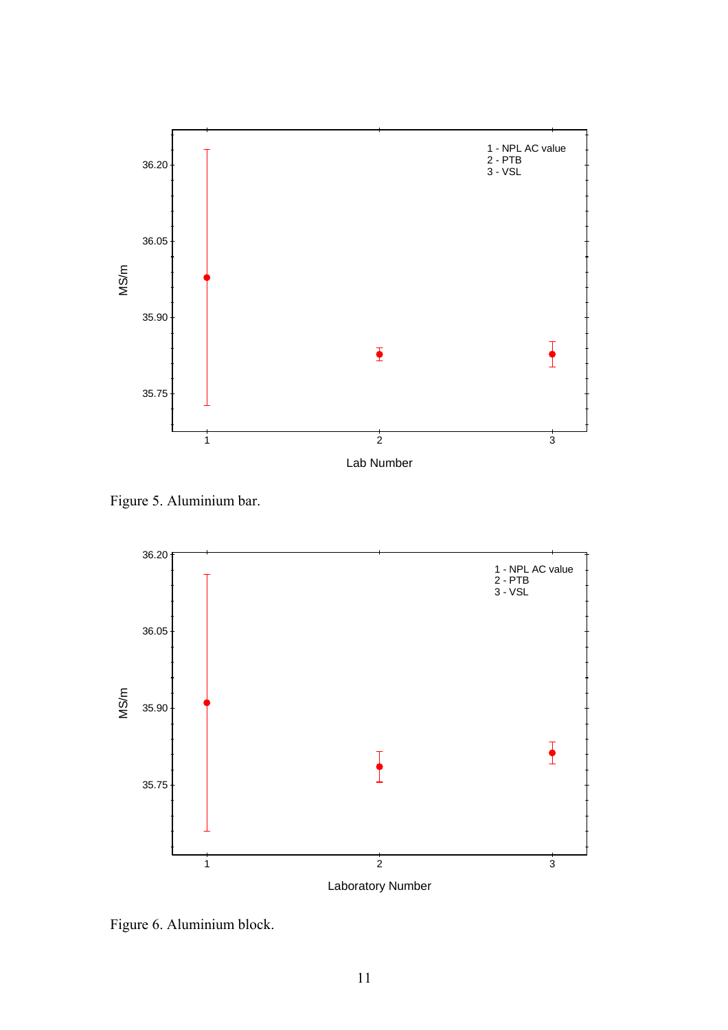Figure 5. Aluminium bar.

Figure 6. Aluminium block.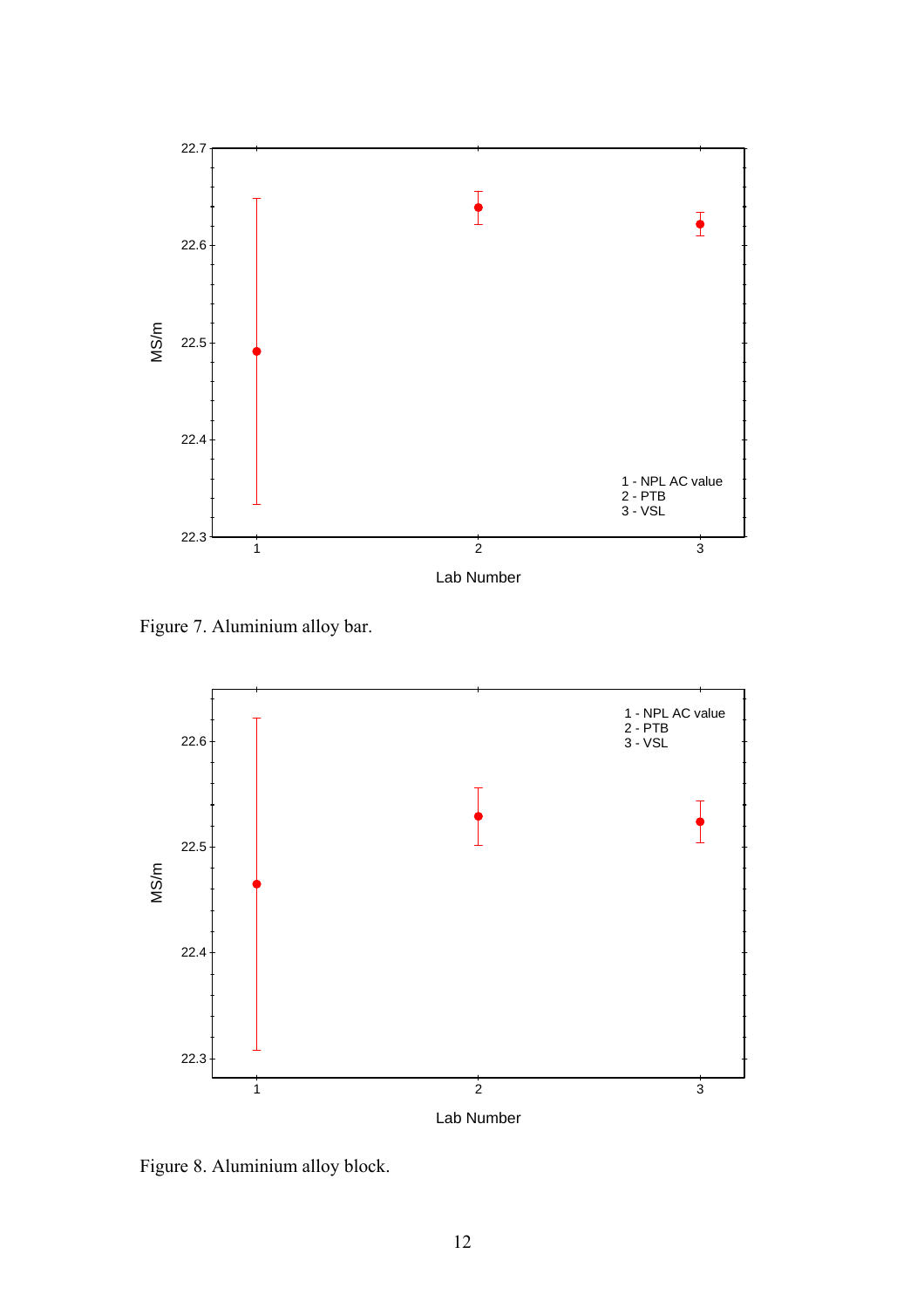Figure 7. Aluminium alloy bar.

Figure 8. Aluminium alloy block.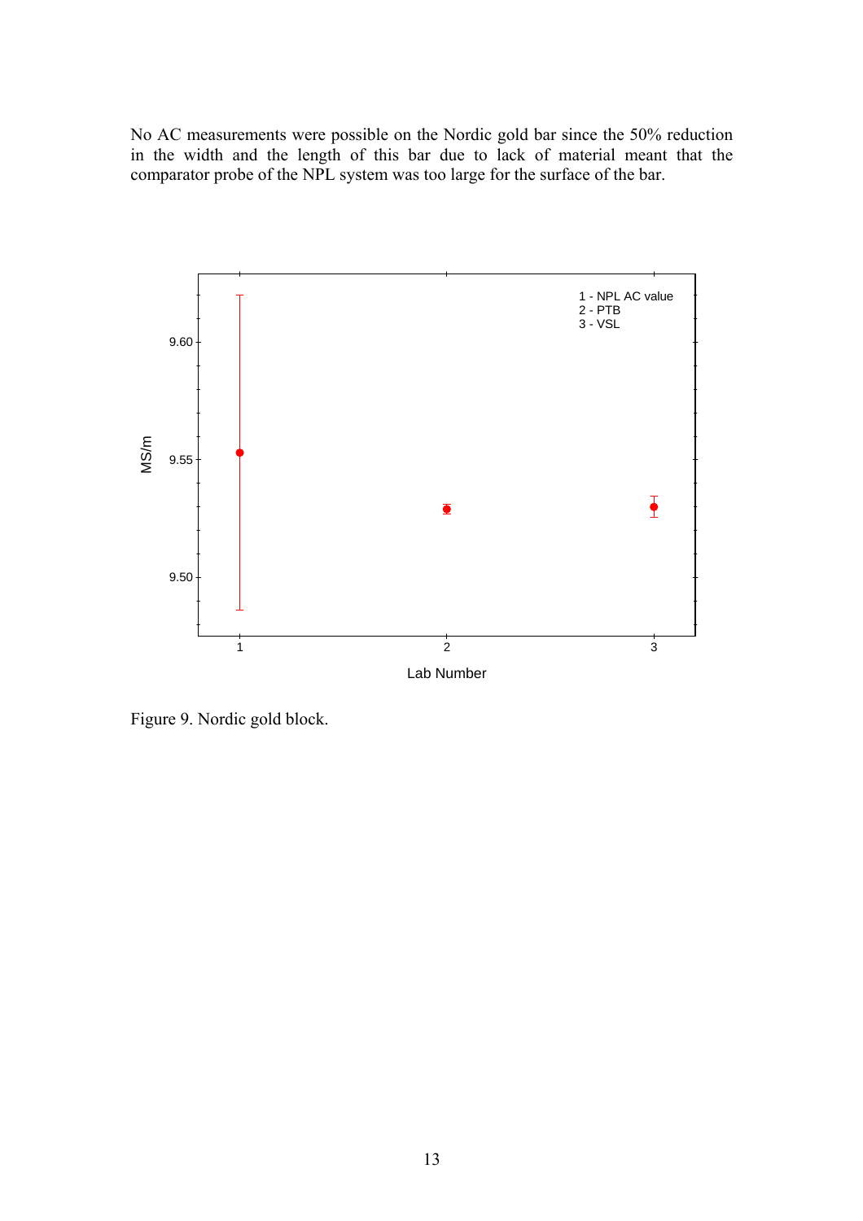No AC measurements were possible on the Nordic gold bar since the 50% reduction in the width and the length of this bar due to lack of material meant that the comparator probe of the NPL system was too large for the surface of the bar.

Figure 9. Nordic gold block.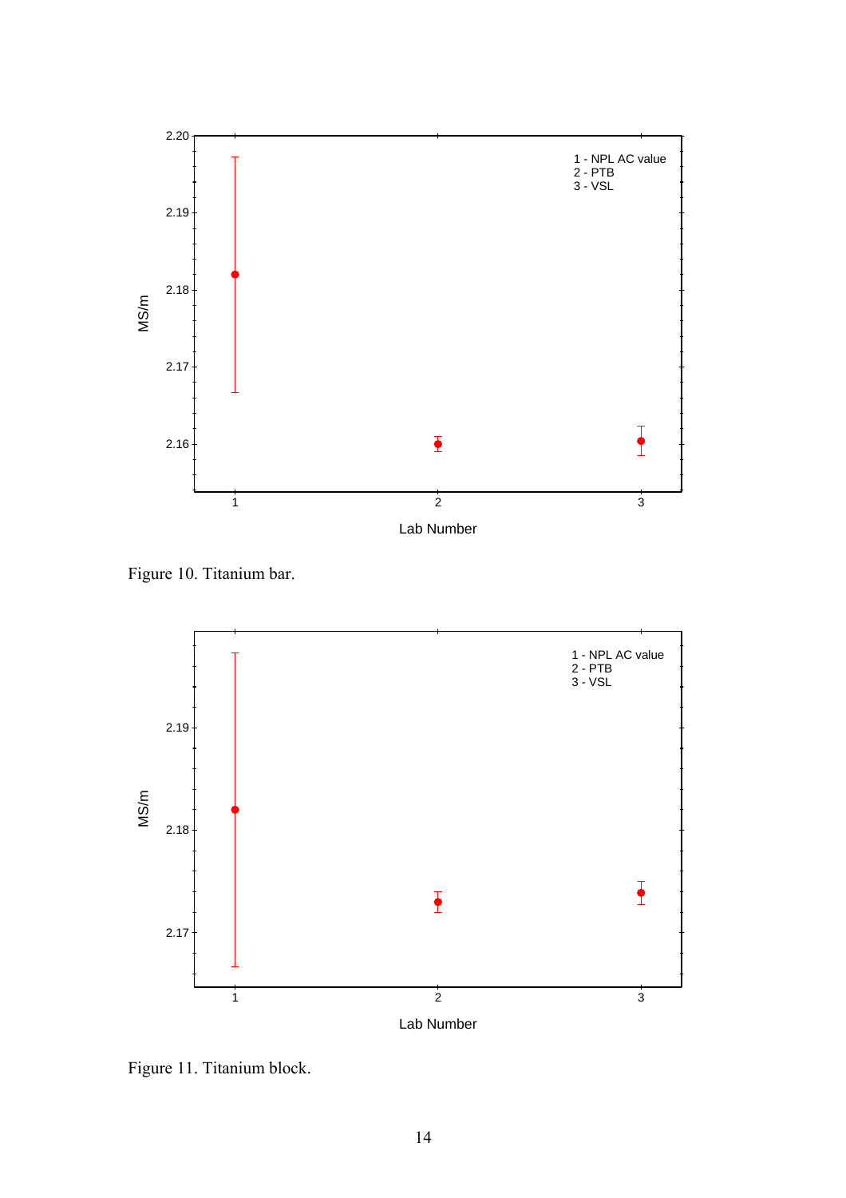Figure 10. Titanium bar.

Figure 11. Titanium block.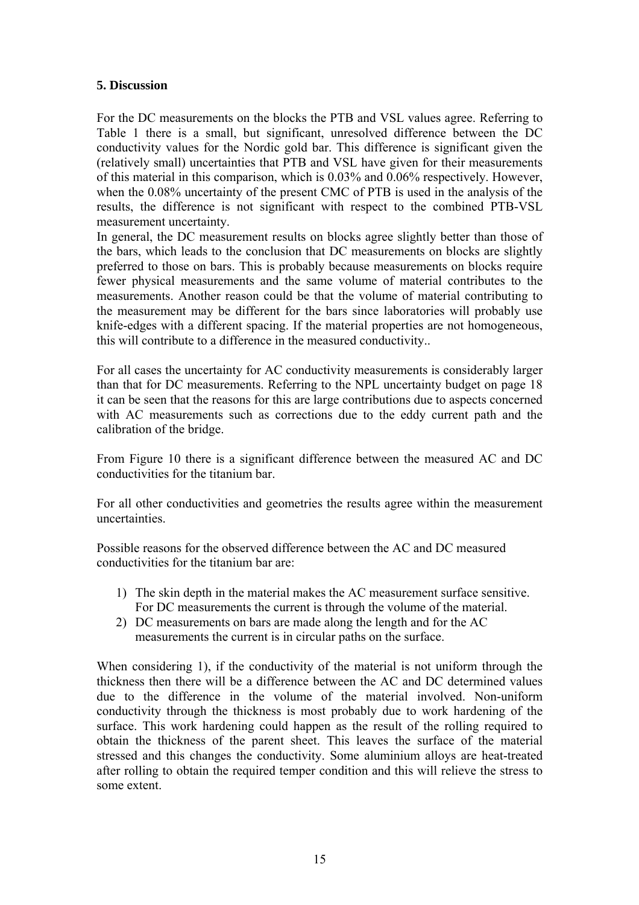## 5. Discussion

For the DC measurements on the blocks the PTB and VSL values agree. Referring to Table 1 there is a small, but significant, unresolved difference between the DC conductivity values for the Nordic gold bar. This difference is significant given the (relatively small) uncertainties that PTB and VSL have given for their measurements of this material in this comparison, which is 0.03% and 0.06% respectively. However, when the 0.08% uncertainty of the present CMC of PTB is used in the analysis of the results, the difference is not significant with respect to the combined PTB-VSL measurement uncertainty.

In general, the DC measurement results on blocks agree slightly better than those of the bars, which leads to the conclusion that DC measurements on blocks are slightly preferred to those on bars. This is probably because measurements on blocks require fewer physical measurements and the same volume of material contributes to the measurements. Another reason could be that the volume of material contributing to the measurement may be different for the bars since laboratories will probably use knife-edges with a different spacing. If the material properties are not homogeneous, this will contribute to a difference in the measured conductivity..

For all cases the uncertainty for AC conductivity measurements is considerably larger than that for DC measurements. Referring to the NPL uncertainty budget on page 18 it can be seen that the reasons for this are large contributions due to aspects concerned with AC measurements such as corrections due to the eddy current path and the calibration of the bridge.

From Figure 10 there is a significant difference between the measured AC and DC conductivities for the titanium bar.

For all other conductivities and geometries the results agree within the measurement uncertainties.

Possible reasons for the observed difference between the AC and DC measured conductivities for the titanium bar are:

1) The skin depth in the material makes the AC measurement surface sensitive. For DC measurements the current is through the volume of the material.
2) DC measurements on bars are made along the length and for the AC measurements the current is in circular paths on the surface.

When considering 1), if the conductivity of the material is not uniform through the thickness then there will be a difference between the AC and DC determined values due to the difference in the volume of the material involved. Non-uniform conductivity through the thickness is most probably due to work hardening of the surface. This work hardening could happen as the result of the rolling required to obtain the thickness of the parent sheet. This leaves the surface of the material stressed and this changes the conductivity. Some aluminium alloys are heat-treated after rolling to obtain the required temper condition and this will relieve the stress to some extent.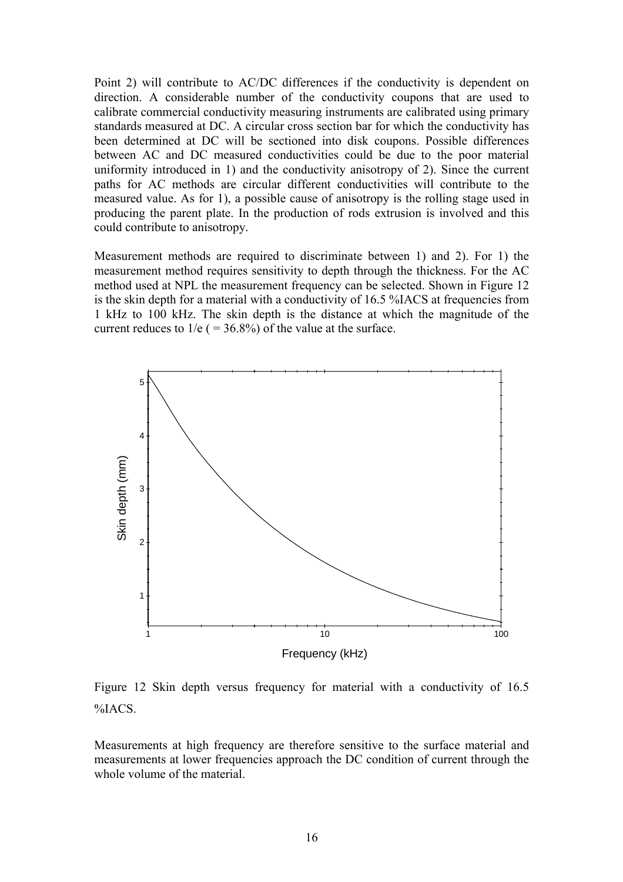Point 2) will contribute to AC/DC differences if the conductivity is dependent on direction. A considerable number of the conductivity coupons that are used to calibrate commercial conductivity measuring instruments are calibrated using primary standards measured at DC. A circular cross section bar for which the conductivity has been determined at DC will be sectioned into disk coupons. Possible differences between AC and DC measured conductivities could be due to the poor material uniformity introduced in 1) and the conductivity anisotropy of 2). Since the current paths for AC methods are circular different conductivities will contribute to the measured value. As for 1), a possible cause of anisotropy is the rolling stage used in producing the parent plate. In the production of rods extrusion is involved and this could contribute to anisotropy.

Measurement methods are required to discriminate between 1) and 2). For 1) the measurement method requires sensitivity to depth through the thickness. For the AC method used at NPL the measurement frequency can be selected. Shown in Figure 12 is the skin depth for a material with a conductivity of 16.5 %IACS at frequencies from 1 kHz to 100 kHz. The skin depth is the distance at which the magnitude of the current reduces to 1/e ( = 36.8%) of the value at the surface.

Figure 12 Skin depth versus frequency for material with a conductivity of 16.5 %IACS.

Measurements at high frequency are therefore sensitive to the surface material and measurements at lower frequencies approach the DC condition of current through the whole volume of the material.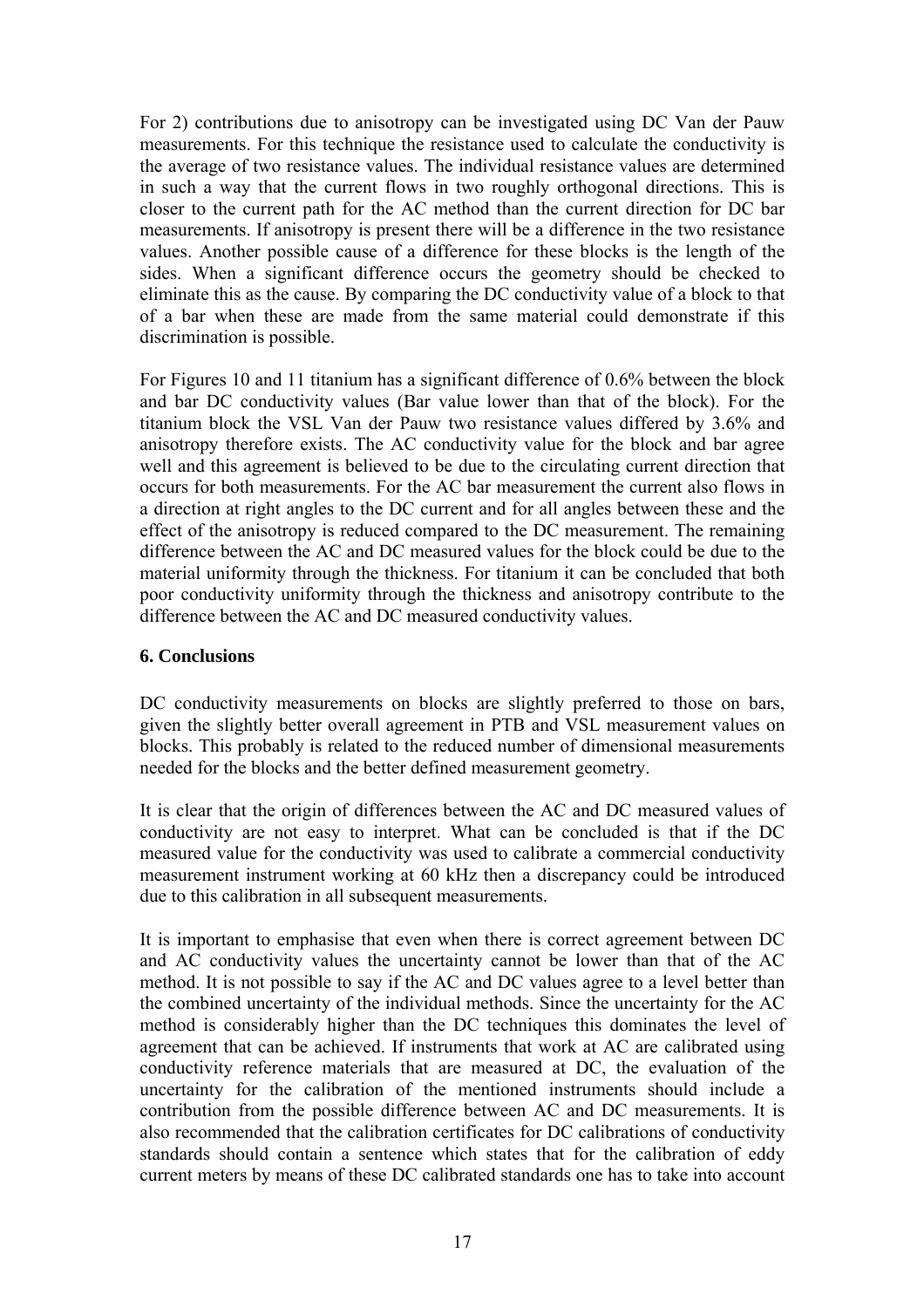For 2) contributions due to anisotropy can be investigated using DC Van der Pauw measurements. For this technique the resistance used to calculate the conductivity is the average of two resistance values. The individual resistance values are determined in such a way that the current flows in two roughly orthogonal directions. This is closer to the current path for the AC method than the current direction for DC bar measurements. If anisotropy is present there will be a difference in the two resistance values. Another possible cause of a difference for these blocks is the length of the sides. When a significant difference occurs the geometry should be checked to eliminate this as the cause. By comparing the DC conductivity value of a block to that of a bar when these are made from the same material could demonstrate if this discrimination is possible.

For Figures 10 and 11 titanium has a significant difference of 0.6% between the block and bar DC conductivity values (Bar value lower than that of the block). For the titanium block the VSL Van der Pauw two resistance values differed by 3.6% and anisotropy therefore exists. The AC conductivity value for the block and bar agree well and this agreement is believed to be due to the circulating current direction that occurs for both measurements. For the AC bar measurement the current also flows in a direction at right angles to the DC current and for all angles between these and the effect of the anisotropy is reduced compared to the DC measurement. The remaining difference between the AC and DC measured values for the block could be due to the material uniformity through the thickness. For titanium it can be concluded that both poor conductivity uniformity through the thickness and anisotropy contribute to the difference between the AC and DC measured conductivity values.

## 6. Conclusions

DC conductivity measurements on blocks are slightly preferred to those on bars, given the slightly better overall agreement in PTB and VSL measurement values on blocks. This probably is related to the reduced number of dimensional measurements needed for the blocks and the better defined measurement geometry.

It is clear that the origin of differences between the AC and DC measured values of conductivity are not easy to interpret. What can be concluded is that if the DC measured value for the conductivity was used to calibrate a commercial conductivity measurement instrument working at 60 kHz then a discrepancy could be introduced due to this calibration in all subsequent measurements.

It is important to emphasise that even when there is correct agreement between DC and AC conductivity values the uncertainty cannot be lower than that of the AC method. It is not possible to say if the AC and DC values agree to a level better than the combined uncertainty of the individual methods. Since the uncertainty for the AC method is considerably higher than the DC techniques this dominates the level of agreement that can be achieved. If instruments that work at AC are calibrated using conductivity reference materials that are measured at DC, the evaluation of the uncertainty for the calibration of the mentioned instruments should include a contribution from the possible difference between AC and DC measurements. It is also recommended that the calibration certificates for DC calibrations of conductivity standards should contain a sentence which states that for the calibration of eddy current meters by means of these DC calibrated standards one has to take into account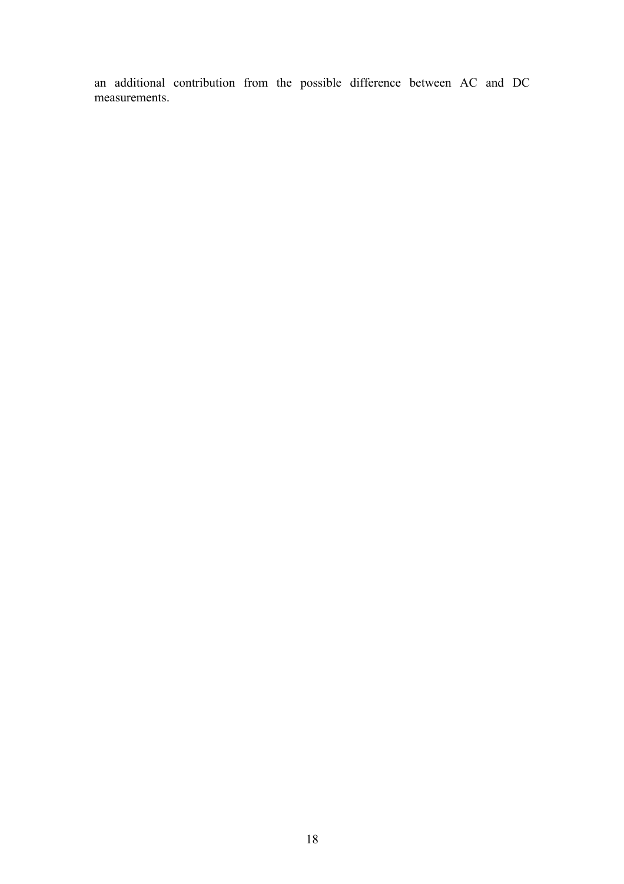an additional contribution from the possible difference between AC and DC measurements.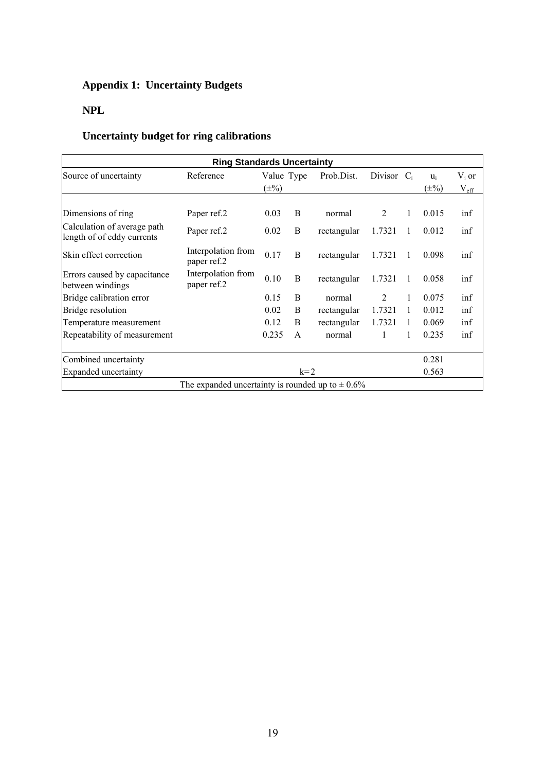## Appendix 1: Uncertainty Budgets

### NPL

### Uncertainty budget for ring calibrations

| Ring Standards Uncertainty | | | | | | | | |
|---|---|---|---|---|---|---|---|---|
| Source of uncertainty | Reference | Value (±%) | Type | Prob.Dist. | Divisor | $C_i$ | $u_i$ (±%) | $V_i$ or $V_{eff}$ |
| Dimensions of ring | Paper ref.2 | 0.03 | B | normal | 2 | 1 | 0.015 | inf |
| Calculation of average path length of eddy currents | Paper ref.2 | 0.02 | B | rectangular | 1.7321 | 1 | 0.012 | inf |
| Skin effect correction | Interpolation from paper ref.2 | 0.17 | B | rectangular | 1.7321 | 1 | 0.098 | inf |
| Errors caused by capacitance between windings | Interpolation from paper ref.2 | 0.10 | B | rectangular | 1.7321 | 1 | 0.058 | inf |
| Bridge calibration error | | 0.15 | B | normal | 2 | 1 | 0.075 | inf |
| Bridge resolution | | 0.02 | B | rectangular | 1.7321 | 1 | 0.012 | inf |
| Temperature measurement | | 0.12 | B | rectangular | 1.7321 | 1 | 0.069 | inf |
| Repeatability of measurement | | 0.235 | A | normal | 1 | 1 | 0.235 | inf |
| Combined uncertainty | | | | | | | 0.281 | |
| Expanded uncertainty | | | k=2 | | | | 0.563 | |
| The expanded uncertainty is rounded up to ± 0.6% | | | | | | | | |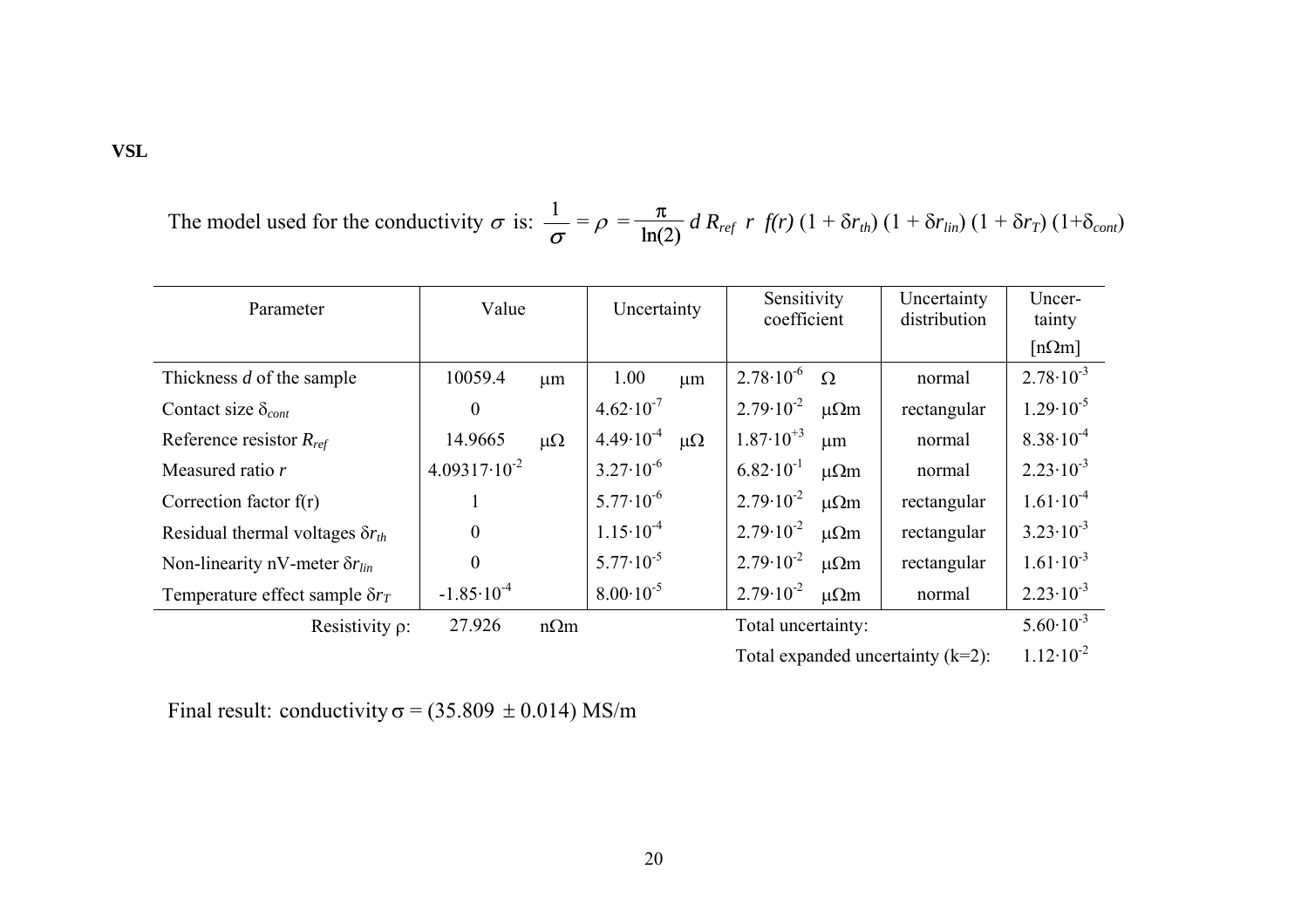**VSL**

The model used for the conductivity $\sigma$ is: $\frac{1}{\sigma} = \rho = \frac{\pi}{\ln(2)} d\, R_{ref}\, r\, f(r)\, (1 + \delta r_{th})\, (1 + \delta r_{lin})\, (1 + \delta r_T)\, (1+\delta_{cont})$

| Parameter | Value | | Uncertainty | | Sensitivity coefficient | | Uncertainty distribution | Uncer-tainty [nΩm] |
|---|---|---|---|---|---|---|---|---|
| Thickness $d$ of the sample | 10059.4 | μm | 1.00 | μm | $2.78 \cdot 10^{-6}$ | Ω | normal | $2.78 \cdot 10^{-3}$ |
| Contact size $\delta_{cont}$ | 0 | | $4.62 \cdot 10^{-7}$ | | $2.79 \cdot 10^{-2}$ | μΩm | rectangular | $1.29 \cdot 10^{-5}$ |
| Reference resistor $R_{ref}$ | 14.9665 | μΩ | $4.49 \cdot 10^{-4}$ | μΩ | $1.87 \cdot 10^{+3}$ | μm | normal | $8.38 \cdot 10^{-4}$ |
| Measured ratio $r$ | $4.09317 \cdot 10^{-2}$ | | $3.27 \cdot 10^{-6}$ | | $6.82 \cdot 10^{-1}$ | μΩm | normal | $2.23 \cdot 10^{-3}$ |
| Correction factor f(r) | 1 | | $5.77 \cdot 10^{-6}$ | | $2.79 \cdot 10^{-2}$ | μΩm | rectangular | $1.61 \cdot 10^{-4}$ |
| Residual thermal voltages $\delta r_{th}$ | 0 | | $1.15 \cdot 10^{-4}$ | | $2.79 \cdot 10^{-2}$ | μΩm | rectangular | $3.23 \cdot 10^{-3}$ |
| Non-linearity nV-meter $\delta r_{lin}$ | 0 | | $5.77 \cdot 10^{-5}$ | | $2.79 \cdot 10^{-2}$ | μΩm | rectangular | $1.61 \cdot 10^{-3}$ |
| Temperature effect sample $\delta r_T$ | $-1.85 \cdot 10^{-4}$ | | $8.00 \cdot 10^{-5}$ | | $2.79 \cdot 10^{-2}$ | μΩm | normal | $2.23 \cdot 10^{-3}$ |
| Resistivity ρ: | 27.926 | nΩm | | | Total uncertainty: | | | $5.60 \cdot 10^{-3}$ |
| | | | | | Total expanded uncertainty (k=2): | | | $1.12 \cdot 10^{-2}$ |

Final result: conductivity $\sigma$ = (35.809 ± 0.014) MS/m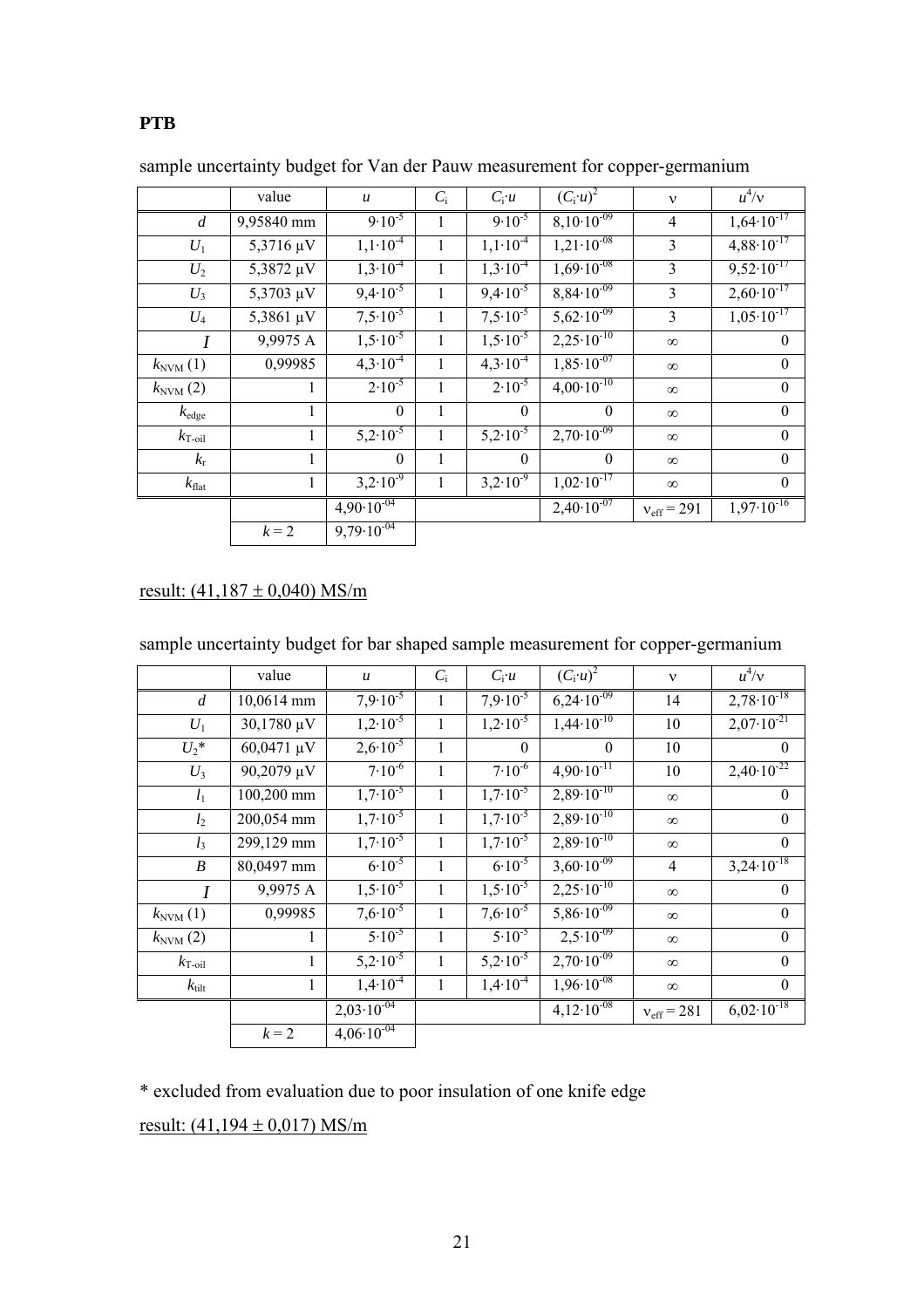**PTB**

sample uncertainty budget for Van der Pauw measurement for copper-germanium

| | value | $u$ | $C_i$ | $C_i \cdot u$ | $(C_i \cdot u)^2$ | $\nu$ | $u^4/\nu$ |
|---|---|---|---|---|---|---|---|
| $d$ | 9,95840 mm | $9 \cdot 10^{-5}$ | 1 | $9 \cdot 10^{-5}$ | $8{,}10 \cdot 10^{-09}$ | 4 | $1{,}64 \cdot 10^{-17}$ |
| $U_1$ | 5,3716 µV | $1{,}1 \cdot 10^{-4}$ | 1 | $1{,}1 \cdot 10^{-4}$ | $1{,}21 \cdot 10^{-08}$ | 3 | $4{,}88 \cdot 10^{-17}$ |
| $U_2$ | 5,3872 µV | $1{,}3 \cdot 10^{-4}$ | 1 | $1{,}3 \cdot 10^{-4}$ | $1{,}69 \cdot 10^{-08}$ | 3 | $9{,}52 \cdot 10^{-17}$ |
| $U_3$ | 5,3703 µV | $9{,}4 \cdot 10^{-5}$ | 1 | $9{,}4 \cdot 10^{-5}$ | $8{,}84 \cdot 10^{-09}$ | 3 | $2{,}60 \cdot 10^{-17}$ |
| $U_4$ | 5,3861 µV | $7{,}5 \cdot 10^{-5}$ | 1 | $7{,}5 \cdot 10^{-5}$ | $5{,}62 \cdot 10^{-09}$ | 3 | $1{,}05 \cdot 10^{-17}$ |
| $I$ | 9,9975 A | $1{,}5 \cdot 10^{-5}$ | 1 | $1{,}5 \cdot 10^{-5}$ | $2{,}25 \cdot 10^{-10}$ | $\infty$ | 0 |
| $k_{NVM}$ (1) | 0,99985 | $4{,}3 \cdot 10^{-4}$ | 1 | $4{,}3 \cdot 10^{-4}$ | $1{,}85 \cdot 10^{-07}$ | $\infty$ | 0 |
| $k_{NVM}$ (2) | 1 | $2 \cdot 10^{-5}$ | 1 | $2 \cdot 10^{-5}$ | $4{,}00 \cdot 10^{-10}$ | $\infty$ | 0 |
| $k_{edge}$ | 1 | 0 | 1 | 0 | 0 | $\infty$ | 0 |
| $k_{T\text{-}oil}$ | 1 | $5{,}2 \cdot 10^{-5}$ | 1 | $5{,}2 \cdot 10^{-5}$ | $2{,}70 \cdot 10^{-09}$ | $\infty$ | 0 |
| $k_r$ | 1 | 0 | 1 | 0 | 0 | $\infty$ | 0 |
| $k_{flat}$ | 1 | $3{,}2 \cdot 10^{-9}$ | 1 | $3{,}2 \cdot 10^{-9}$ | $1{,}02 \cdot 10^{-17}$ | $\infty$ | 0 |
| | | $4{,}90 \cdot 10^{-04}$ | | | $2{,}40 \cdot 10^{-07}$ | $\nu_{eff} = 291$ | $1{,}97 \cdot 10^{-16}$ |
| | $k = 2$ | $9{,}79 \cdot 10^{-04}$ | | | | | |

result: (41,187 ± 0,040) MS/m

sample uncertainty budget for bar shaped sample measurement for copper-germanium

| | value | $u$ | $C_i$ | $C_i \cdot u$ | $(C_i \cdot u)^2$ | $\nu$ | $u^4/\nu$ |
|---|---|---|---|---|---|---|---|
| $d$ | 10,0614 mm | $7{,}9 \cdot 10^{-5}$ | 1 | $7{,}9 \cdot 10^{-5}$ | $6{,}24 \cdot 10^{-09}$ | 14 | $2{,}78 \cdot 10^{-18}$ |
| $U_1$ | 30,1780 µV | $1{,}2 \cdot 10^{-5}$ | 1 | $1{,}2 \cdot 10^{-5}$ | $1{,}44 \cdot 10^{-10}$ | 10 | $2{,}07 \cdot 10^{-21}$ |
| $U_2$* | 60,0471 µV | $2{,}6 \cdot 10^{-5}$ | 1 | 0 | 0 | 10 | 0 |
| $U_3$ | 90,2079 µV | $7 \cdot 10^{-6}$ | 1 | $7 \cdot 10^{-6}$ | $4{,}90 \cdot 10^{-11}$ | 10 | $2{,}40 \cdot 10^{-22}$ |
| $l_1$ | 100,200 mm | $1{,}7 \cdot 10^{-5}$ | 1 | $1{,}7 \cdot 10^{-5}$ | $2{,}89 \cdot 10^{-10}$ | $\infty$ | 0 |
| $l_2$ | 200,054 mm | $1{,}7 \cdot 10^{-5}$ | 1 | $1{,}7 \cdot 10^{-5}$ | $2{,}89 \cdot 10^{-10}$ | $\infty$ | 0 |
| $l_3$ | 299,129 mm | $1{,}7 \cdot 10^{-5}$ | 1 | $1{,}7 \cdot 10^{-5}$ | $2{,}89 \cdot 10^{-10}$ | $\infty$ | 0 |
| $B$ | 80,0497 mm | $6 \cdot 10^{-5}$ | 1 | $6 \cdot 10^{-5}$ | $3{,}60 \cdot 10^{-09}$ | 4 | $3{,}24 \cdot 10^{-18}$ |
| $I$ | 9,9975 A | $1{,}5 \cdot 10^{-5}$ | 1 | $1{,}5 \cdot 10^{-5}$ | $2{,}25 \cdot 10^{-10}$ | $\infty$ | 0 |
| $k_{NVM}$ (1) | 0,99985 | $7{,}6 \cdot 10^{-5}$ | 1 | $7{,}6 \cdot 10^{-5}$ | $5{,}86 \cdot 10^{-09}$ | $\infty$ | 0 |
| $k_{NVM}$ (2) | 1 | $5 \cdot 10^{-5}$ | 1 | $5 \cdot 10^{-5}$ | $2{,}5 \cdot 10^{-09}$ | $\infty$ | 0 |
| $k_{T\text{-}oil}$ | 1 | $5{,}2 \cdot 10^{-5}$ | 1 | $5{,}2 \cdot 10^{-5}$ | $2{,}70 \cdot 10^{-09}$ | $\infty$ | 0 |
| $k_{tilt}$ | 1 | $1{,}4 \cdot 10^{-4}$ | 1 | $1{,}4 \cdot 10^{-4}$ | $1{,}96 \cdot 10^{-08}$ | $\infty$ | 0 |
| | | $2{,}03 \cdot 10^{-04}$ | | | $4{,}12 \cdot 10^{-08}$ | $\nu_{eff} = 281$ | $6{,}02 \cdot 10^{-18}$ |
| | $k = 2$ | $4{,}06 \cdot 10^{-04}$ | | | | | |

\* excluded from evaluation due to poor insulation of one knife edge

result: (41,194 ± 0,017) MS/m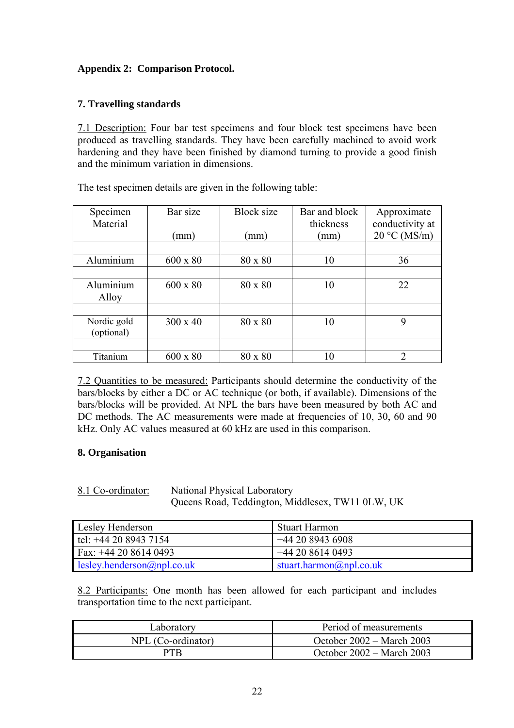**Appendix 2: Comparison Protocol.**

**7. Travelling standards**

7.1 Description: Four bar test specimens and four block test specimens have been produced as travelling standards. They have been carefully machined to avoid work hardening and they have been finished by diamond turning to provide a good finish and the minimum variation in dimensions.

The test specimen details are given in the following table:

| Specimen Material | Bar size (mm) | Block size (mm) | Bar and block thickness (mm) | Approximate conductivity at 20 °C (MS/m) |
|---|---|---|---|---|
| Aluminium | 600 x 80 | 80 x 80 | 10 | 36 |
| Aluminium Alloy | 600 x 80 | 80 x 80 | 10 | 22 |
| Nordic gold (optional) | 300 x 40 | 80 x 80 | 10 | 9 |
| Titanium | 600 x 80 | 80 x 80 | 10 | 2 |

7.2 Quantities to be measured: Participants should determine the conductivity of the bars/blocks by either a DC or AC technique (or both, if available). Dimensions of the bars/blocks will be provided. At NPL the bars have been measured by both AC and DC methods. The AC measurements were made at frequencies of 10, 30, 60 and 90 kHz. Only AC values measured at 60 kHz are used in this comparison.

**8. Organisation**

8.1 Co-ordinator: National Physical Laboratory
Queens Road, Teddington, Middlesex, TW11 0LW, UK

| Lesley Henderson | Stuart Harmon |
|---|---|
| tel: +44 20 8943 7154 | +44 20 8943 6908 |
| Fax: +44 20 8614 0493 | +44 20 8614 0493 |
| lesley.henderson@npl.co.uk | stuart.harmon@npl.co.uk |

8.2 Participants: One month has been allowed for each participant and includes transportation time to the next participant.

| Laboratory | Period of measurements |
|---|---|
| NPL (Co-ordinator) | October 2002 – March 2003 |
| PTB | October 2002 – March 2003 |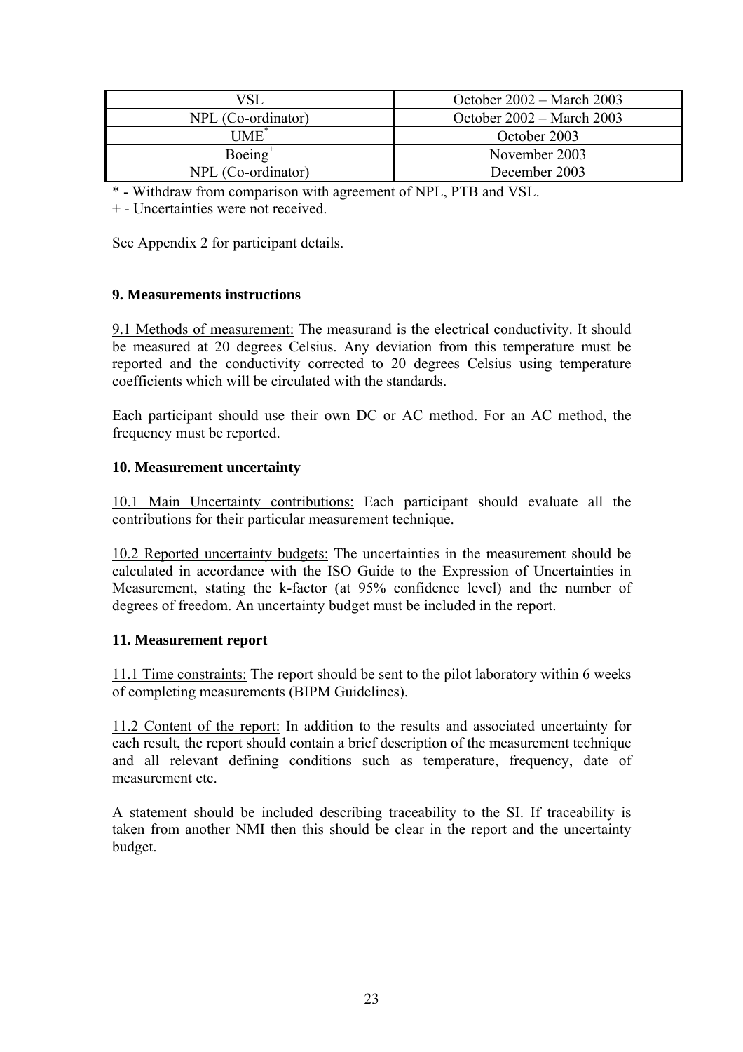| VSL | October 2002 – March 2003 |
|---|---|
| NPL (Co-ordinator) | October 2002 – March 2003 |
| UME* | October 2003 |
| Boeing+ | November 2003 |
| NPL (Co-ordinator) | December 2003 |

* - Withdraw from comparison with agreement of NPL, PTB and VSL.
+ - Uncertainties were not received.

See Appendix 2 for participant details.

**9. Measurements instructions**

9.1 Methods of measurement: The measurand is the electrical conductivity. It should be measured at 20 degrees Celsius. Any deviation from this temperature must be reported and the conductivity corrected to 20 degrees Celsius using temperature coefficients which will be circulated with the standards.

Each participant should use their own DC or AC method. For an AC method, the frequency must be reported.

**10. Measurement uncertainty**

10.1 Main Uncertainty contributions: Each participant should evaluate all the contributions for their particular measurement technique.

10.2 Reported uncertainty budgets: The uncertainties in the measurement should be calculated in accordance with the ISO Guide to the Expression of Uncertainties in Measurement, stating the k-factor (at 95% confidence level) and the number of degrees of freedom. An uncertainty budget must be included in the report.

**11. Measurement report**

11.1 Time constraints: The report should be sent to the pilot laboratory within 6 weeks of completing measurements (BIPM Guidelines).

11.2 Content of the report: In addition to the results and associated uncertainty for each result, the report should contain a brief description of the measurement technique and all relevant defining conditions such as temperature, frequency, date of measurement etc.

A statement should be included describing traceability to the SI. If traceability is taken from another NMI then this should be clear in the report and the uncertainty budget.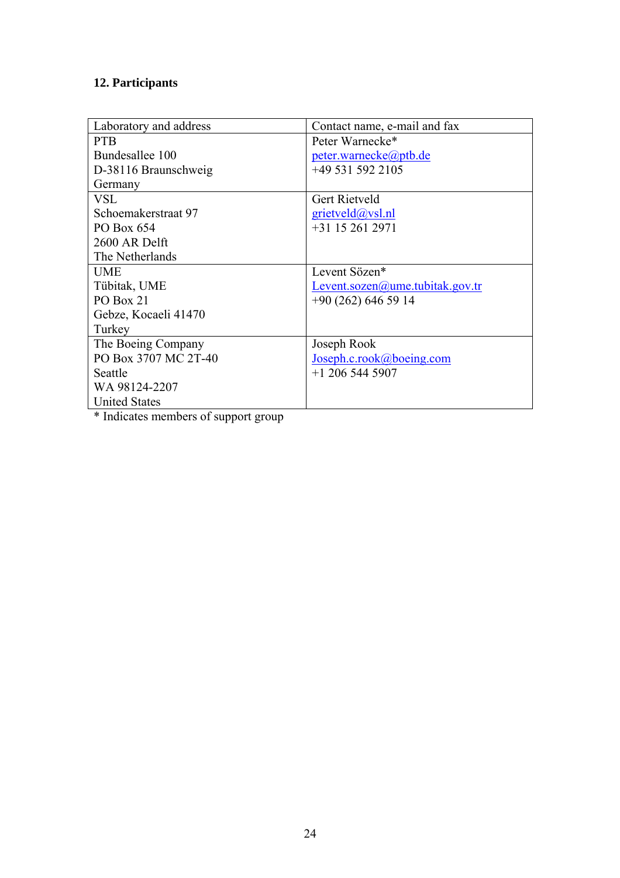## 12. Participants

| Laboratory and address | Contact name, e-mail and fax |
|---|---|
| PTB<br>Bundesallee 100<br>D-38116 Braunschweig<br>Germany | Peter Warnecke*<br>peter.warnecke@ptb.de<br>+49 531 592 2105 |
| VSL<br>Schoemakerstraat 97<br>PO Box 654<br>2600 AR Delft<br>The Netherlands | Gert Rietveld<br>grietveld@vsl.nl<br>+31 15 261 2971 |
| UME<br>Tübitak, UME<br>PO Box 21<br>Gebze, Kocaeli 41470<br>Turkey | Levent Sözen*<br>Levent.sozen@ume.tubitak.gov.tr<br>+90 (262) 646 59 14 |
| The Boeing Company<br>PO Box 3707 MC 2T-40<br>Seattle<br>WA 98124-2207<br>United States | Joseph Rook<br>Joseph.c.rook@boeing.com<br>+1 206 544 5907 |

* Indicates members of support group